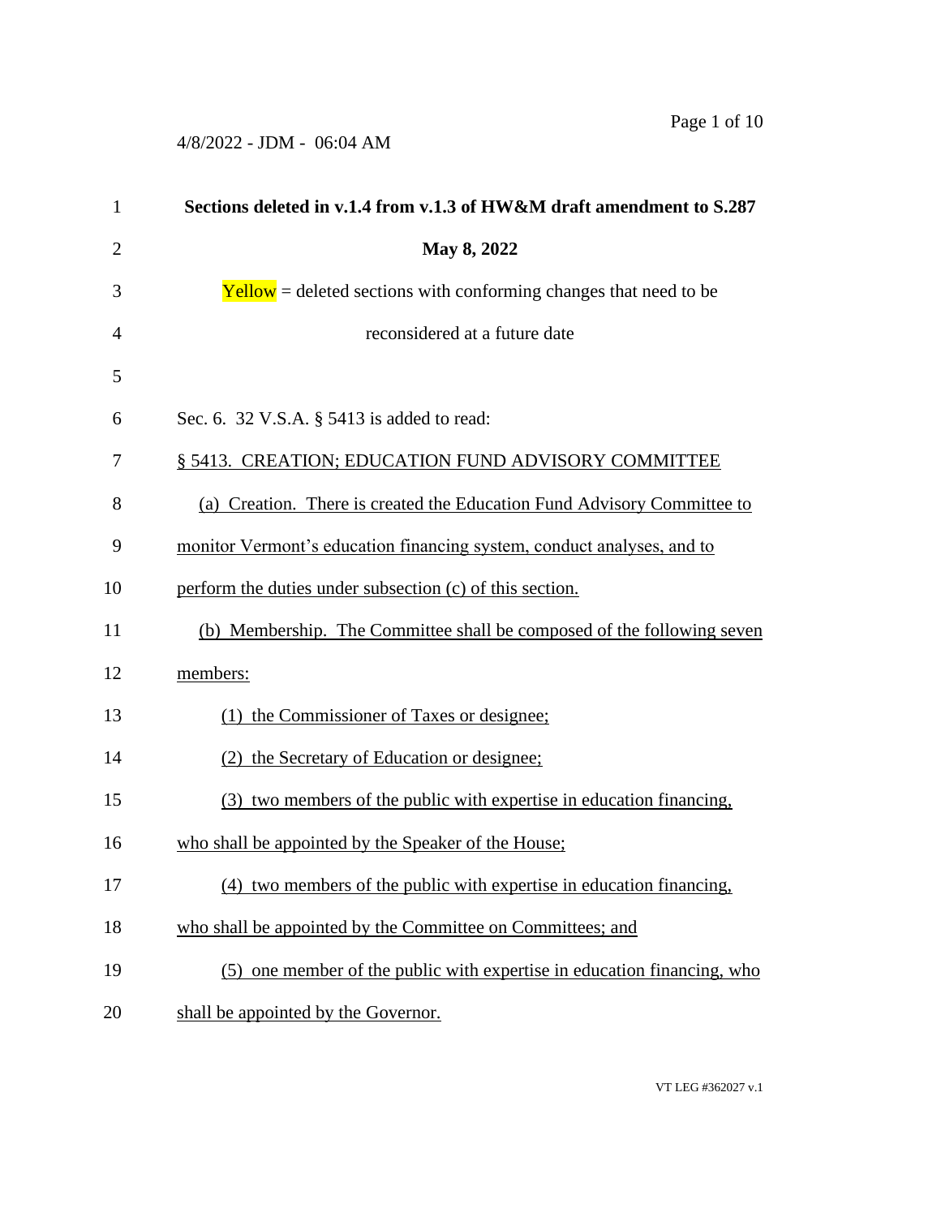**Sections deleted in v.1.4 from v.1.3 of HW&M draft amendment to S.287**

**May 8, 2022**

Yellow = deleted sections with conforming changes that need to be reconsidered at a future date

Sec. 6. 32 V.S.A. § 5413 is added to read:

§ 5413. CREATION; EDUCATION FUND ADVISORY COMMITTEE

(a) Creation. There is created the Education Fund Advisory Committee to monitor Vermont's education financing system, conduct analyses, and to perform the duties under subsection (c) of this section.

(b) Membership. The Committee shall be composed of the following seven members:

(1) the Commissioner of Taxes or designee;

(2) the Secretary of Education or designee;

(3) two members of the public with expertise in education financing, who shall be appointed by the Speaker of the House;

(4) two members of the public with expertise in education financing, who shall be appointed by the Committee on Committees; and

(5) one member of the public with expertise in education financing, who shall be appointed by the Governor.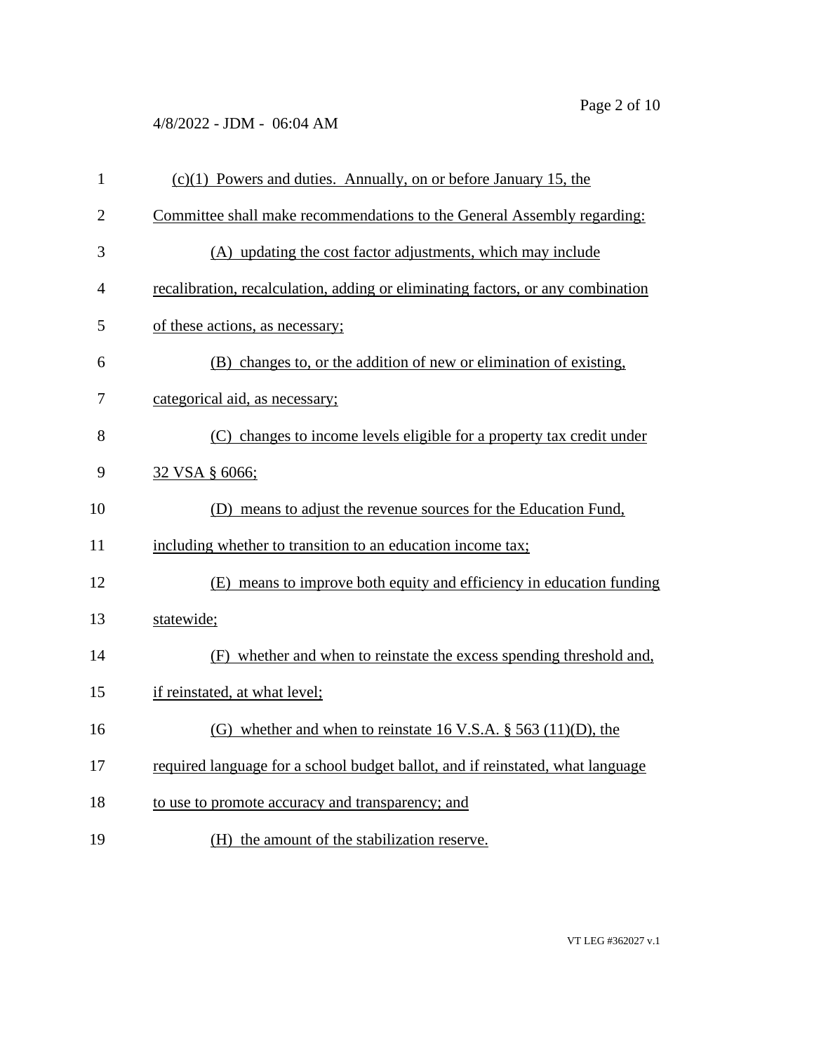(c)(1) Powers and duties. Annually, on or before January 15, the Committee shall make recommendations to the General Assembly regarding:

(A) updating the cost factor adjustments, which may include recalibration, recalculation, adding or eliminating factors, or any combination of these actions, as necessary;

(B) changes to, or the addition of new or elimination of existing, categorical aid, as necessary;

(C) changes to income levels eligible for a property tax credit under 32 VSA § 6066;

(D) means to adjust the revenue sources for the Education Fund, including whether to transition to an education income tax;

(E) means to improve both equity and efficiency in education funding statewide;

(F) whether and when to reinstate the excess spending threshold and, if reinstated, at what level;

(G) whether and when to reinstate 16 V.S.A. § 563 (11)(D), the required language for a school budget ballot, and if reinstated, what language to use to promote accuracy and transparency; and

(H) the amount of the stabilization reserve.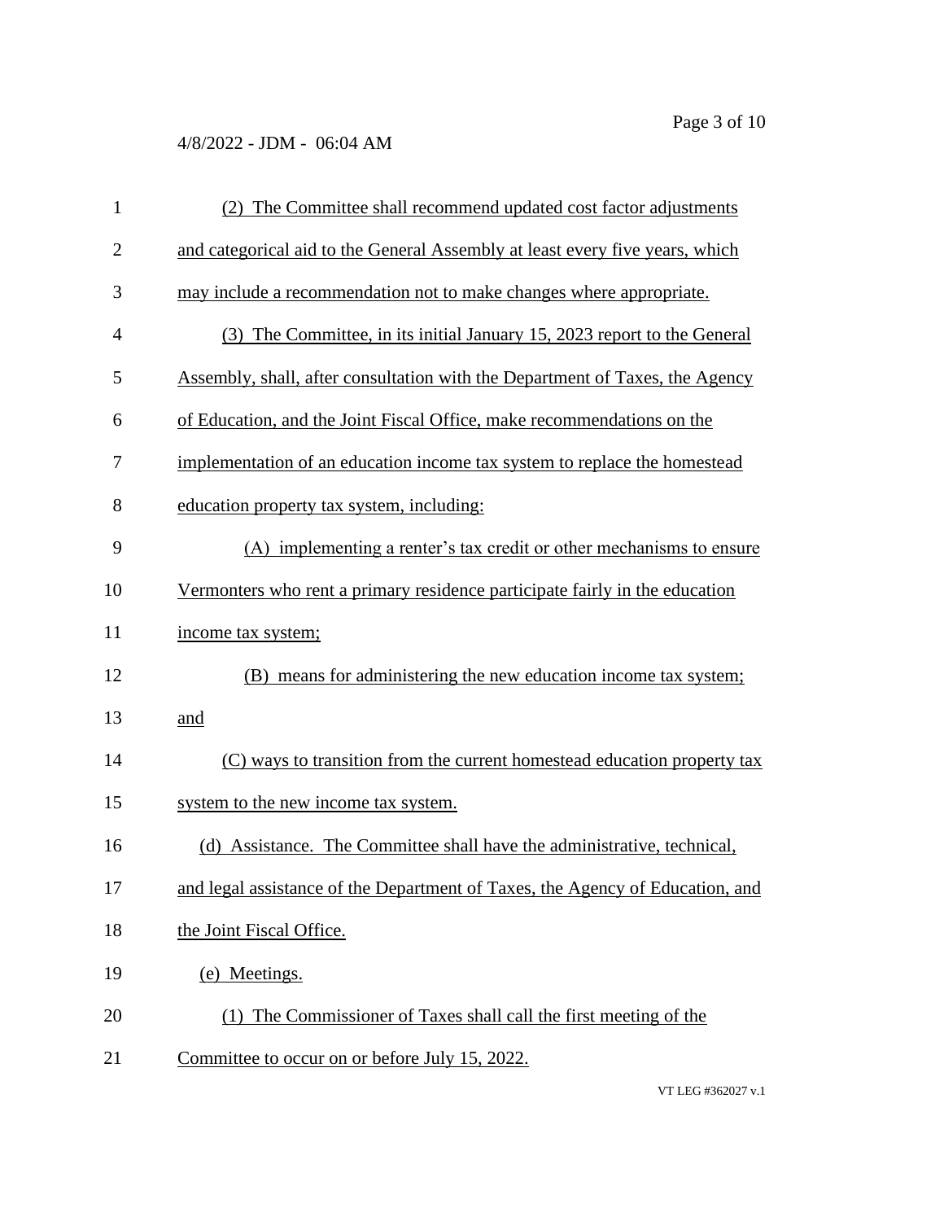(2) The Committee shall recommend updated cost factor adjustments and categorical aid to the General Assembly at least every five years, which may include a recommendation not to make changes where appropriate.

(3) The Committee, in its initial January 15, 2023 report to the General Assembly, shall, after consultation with the Department of Taxes, the Agency of Education, and the Joint Fiscal Office, make recommendations on the implementation of an education income tax system to replace the homestead education property tax system, including:

(A) implementing a renter's tax credit or other mechanisms to ensure Vermonters who rent a primary residence participate fairly in the education income tax system;

(B) means for administering the new education income tax system; and

(C) ways to transition from the current homestead education property tax system to the new income tax system.

(d) Assistance. The Committee shall have the administrative, technical, and legal assistance of the Department of Taxes, the Agency of Education, and the Joint Fiscal Office.

(e) Meetings.

(1) The Commissioner of Taxes shall call the first meeting of the Committee to occur on or before July 15, 2022.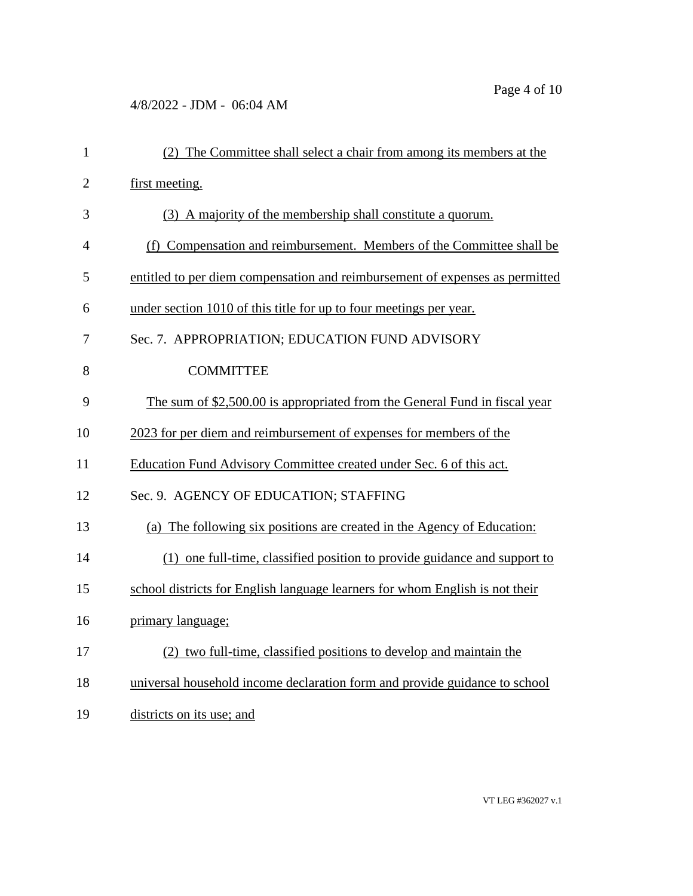(2) The Committee shall select a chair from among its members at the first meeting.

(3) A majority of the membership shall constitute a quorum.

(f) Compensation and reimbursement. Members of the Committee shall be entitled to per diem compensation and reimbursement of expenses as permitted under section 1010 of this title for up to four meetings per year.

Sec. 7. APPROPRIATION; EDUCATION FUND ADVISORY COMMITTEE

The sum of $2,500.00 is appropriated from the General Fund in fiscal year 2023 for per diem and reimbursement of expenses for members of the Education Fund Advisory Committee created under Sec. 6 of this act.

Sec. 9. AGENCY OF EDUCATION; STAFFING

(a) The following six positions are created in the Agency of Education:

(1) one full-time, classified position to provide guidance and support to school districts for English language learners for whom English is not their primary language;

(2) two full-time, classified positions to develop and maintain the universal household income declaration form and provide guidance to school districts on its use; and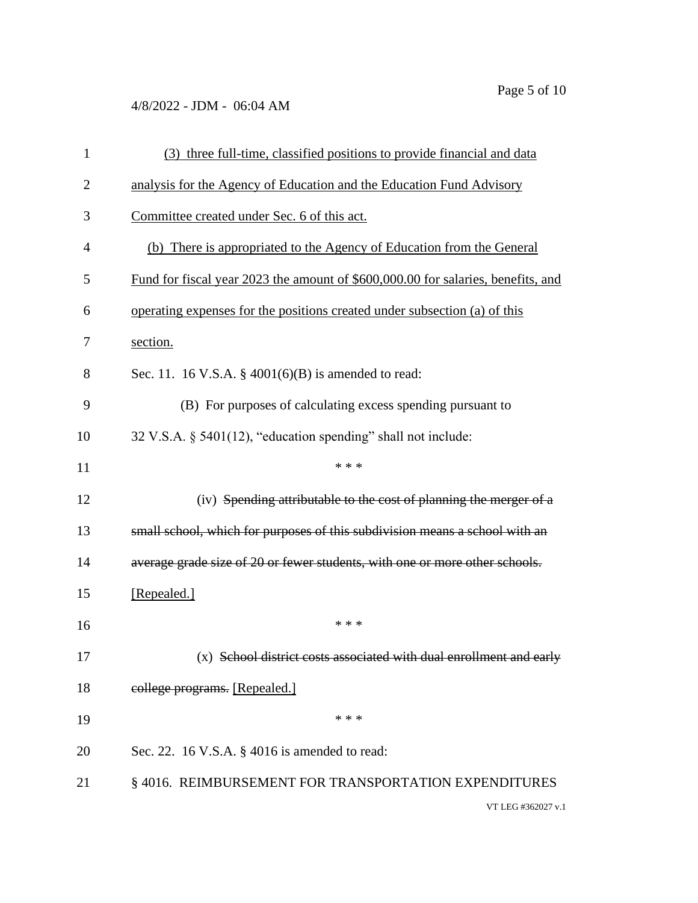(3) three full-time, classified positions to provide financial and data analysis for the Agency of Education and the Education Fund Advisory Committee created under Sec. 6 of this act.

(b) There is appropriated to the Agency of Education from the General Fund for fiscal year 2023 the amount of $600,000.00 for salaries, benefits, and operating expenses for the positions created under subsection (a) of this section.

Sec. 11. 16 V.S.A. § 4001(6)(B) is amended to read:

(B) For purposes of calculating excess spending pursuant to 32 V.S.A. § 5401(12), "education spending" shall not include:

\* \* \*

(iv) ~~Spending attributable to the cost of planning the merger of a small school, which for purposes of this subdivision means a school with an average grade size of 20 or fewer students, with one or more other schools.~~ [Repealed.]

\* \* \*

(x) ~~School district costs associated with dual enrollment and early college programs.~~ [Repealed.]

\* \* \*

Sec. 22. 16 V.S.A. § 4016 is amended to read:

§ 4016. REIMBURSEMENT FOR TRANSPORTATION EXPENDITURES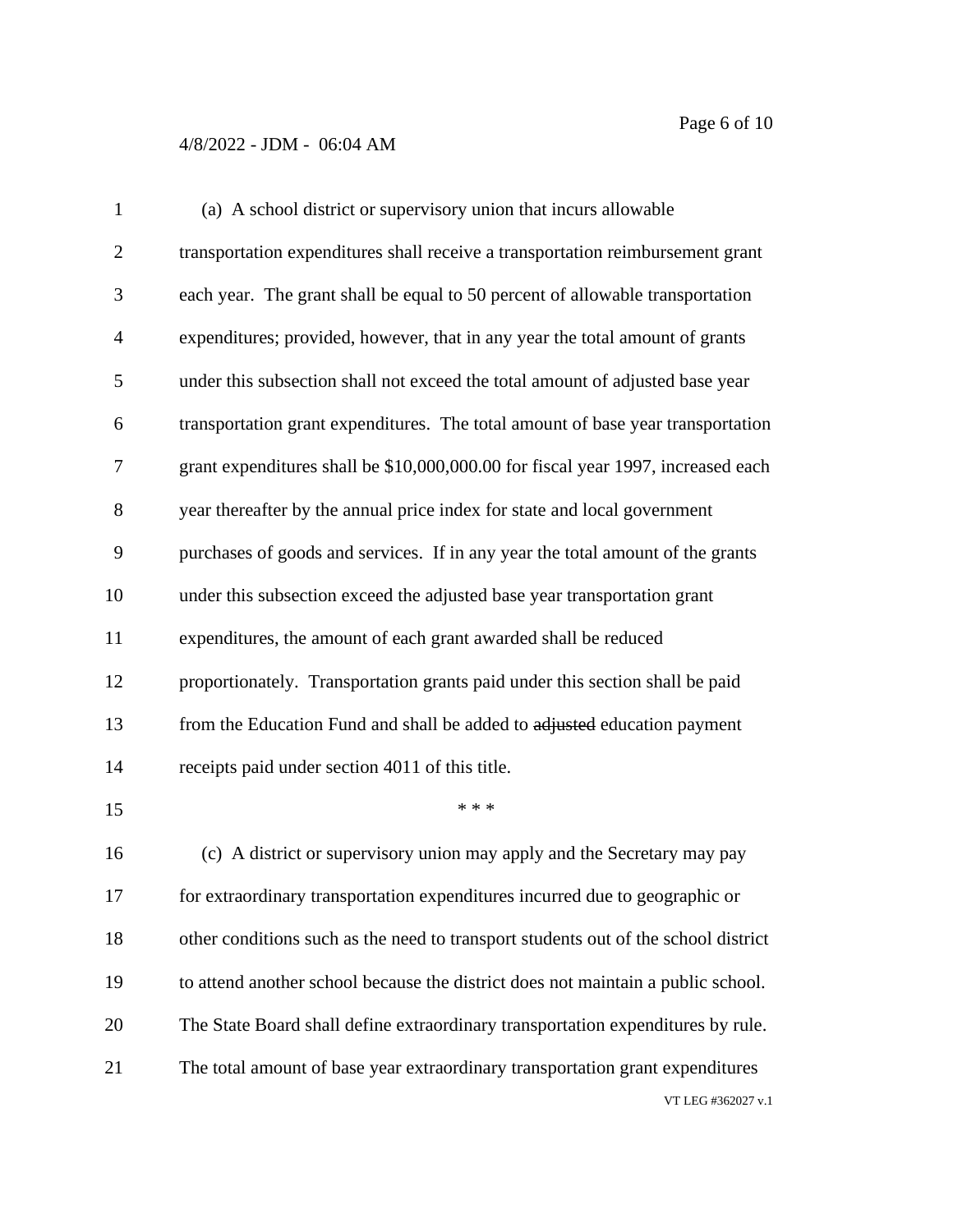(a) A school district or supervisory union that incurs allowable transportation expenditures shall receive a transportation reimbursement grant each year. The grant shall be equal to 50 percent of allowable transportation expenditures; provided, however, that in any year the total amount of grants under this subsection shall not exceed the total amount of adjusted base year transportation grant expenditures. The total amount of base year transportation grant expenditures shall be $10,000,000.00 for fiscal year 1997, increased each year thereafter by the annual price index for state and local government purchases of goods and services. If in any year the total amount of the grants under this subsection exceed the adjusted base year transportation grant expenditures, the amount of each grant awarded shall be reduced proportionately. Transportation grants paid under this section shall be paid from the Education Fund and shall be added to ~~adjusted~~ education payment receipts paid under section 4011 of this title.

\* \* \*

(c) A district or supervisory union may apply and the Secretary may pay for extraordinary transportation expenditures incurred due to geographic or other conditions such as the need to transport students out of the school district to attend another school because the district does not maintain a public school. The State Board shall define extraordinary transportation expenditures by rule. The total amount of base year extraordinary transportation grant expenditures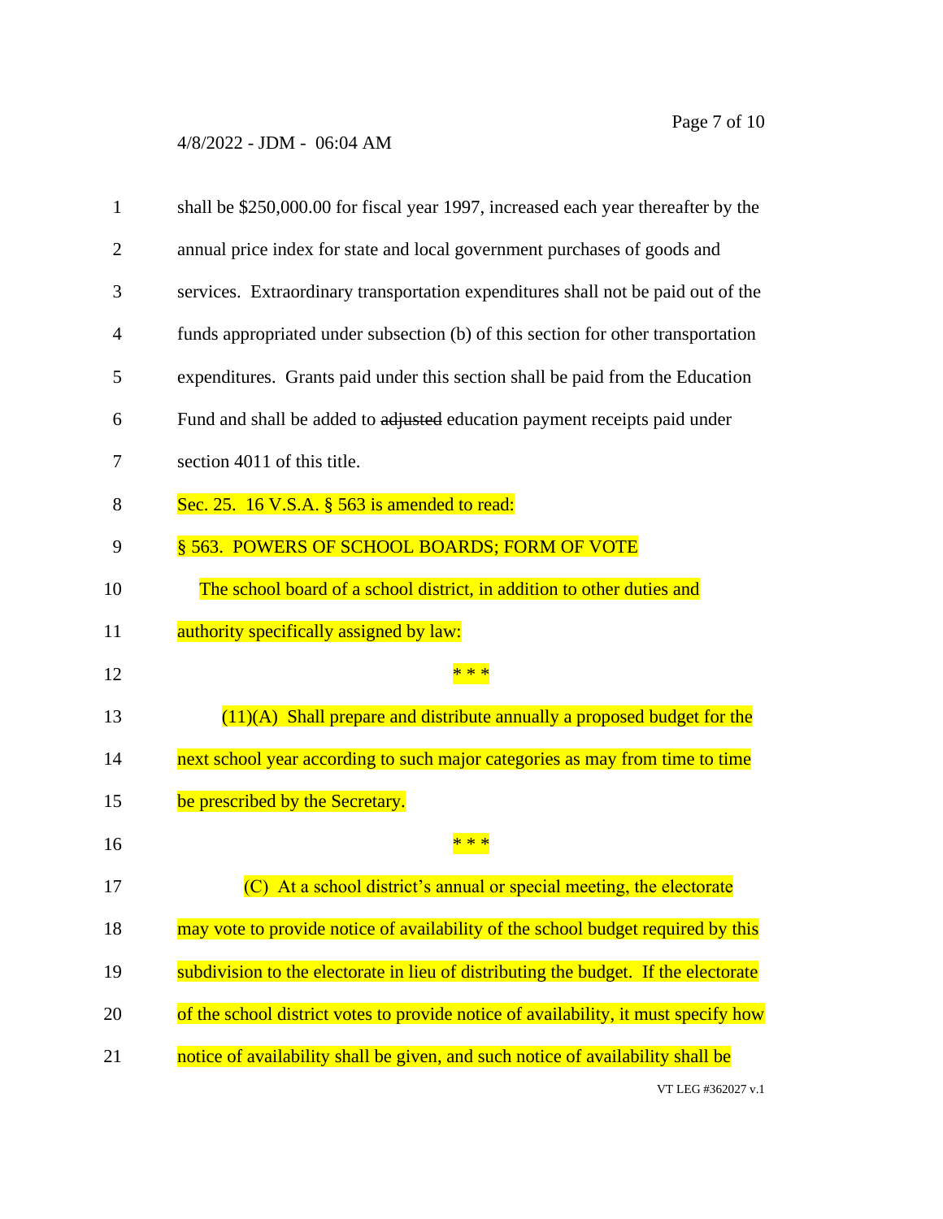shall be $250,000.00 for fiscal year 1997, increased each year thereafter by the annual price index for state and local government purchases of goods and services. Extraordinary transportation expenditures shall not be paid out of the funds appropriated under subsection (b) of this section for other transportation expenditures. Grants paid under this section shall be paid from the Education Fund and shall be added to ~~adjusted~~ education payment receipts paid under section 4011 of this title.

Sec. 25. 16 V.S.A. § 563 is amended to read:

§ 563. POWERS OF SCHOOL BOARDS; FORM OF VOTE

The school board of a school district, in addition to other duties and authority specifically assigned by law:

\* \* \*

(11)(A) Shall prepare and distribute annually a proposed budget for the next school year according to such major categories as may from time to time be prescribed by the Secretary.

\* \* \*

(C) At a school district's annual or special meeting, the electorate may vote to provide notice of availability of the school budget required by this subdivision to the electorate in lieu of distributing the budget. If the electorate of the school district votes to provide notice of availability, it must specify how notice of availability shall be given, and such notice of availability shall be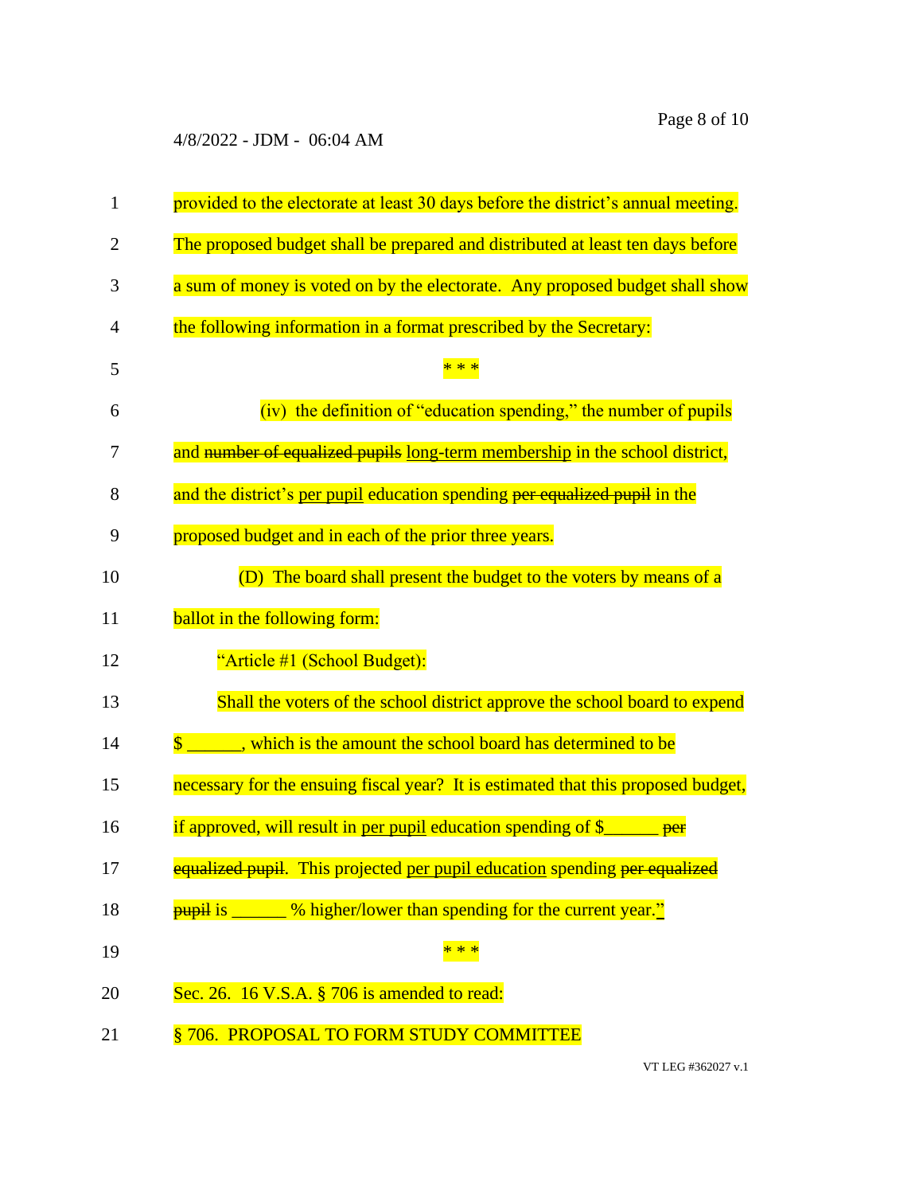provided to the electorate at least 30 days before the district's annual meeting. The proposed budget shall be prepared and distributed at least ten days before a sum of money is voted on by the electorate. Any proposed budget shall show the following information in a format prescribed by the Secretary:

\* \* \*

(iv) the definition of "education spending," the number of pupils and ~~number of equalized pupils~~ long-term membership in the school district, and the district's per pupil education spending ~~per equalized pupil~~ in the proposed budget and in each of the prior three years.

(D) The board shall present the budget to the voters by means of a ballot in the following form:

"Article #1 (School Budget):

Shall the voters of the school district approve the school board to expend $ ______, which is the amount the school board has determined to be necessary for the ensuing fiscal year? It is estimated that this proposed budget, if approved, will result in per pupil education spending of $______ ~~per equalized pupil~~. This projected per pupil education spending ~~per equalized pupil~~ is ______ % higher/lower than spending for the current year."

\* \* \*

Sec. 26. 16 V.S.A. § 706 is amended to read:

§ 706. PROPOSAL TO FORM STUDY COMMITTEE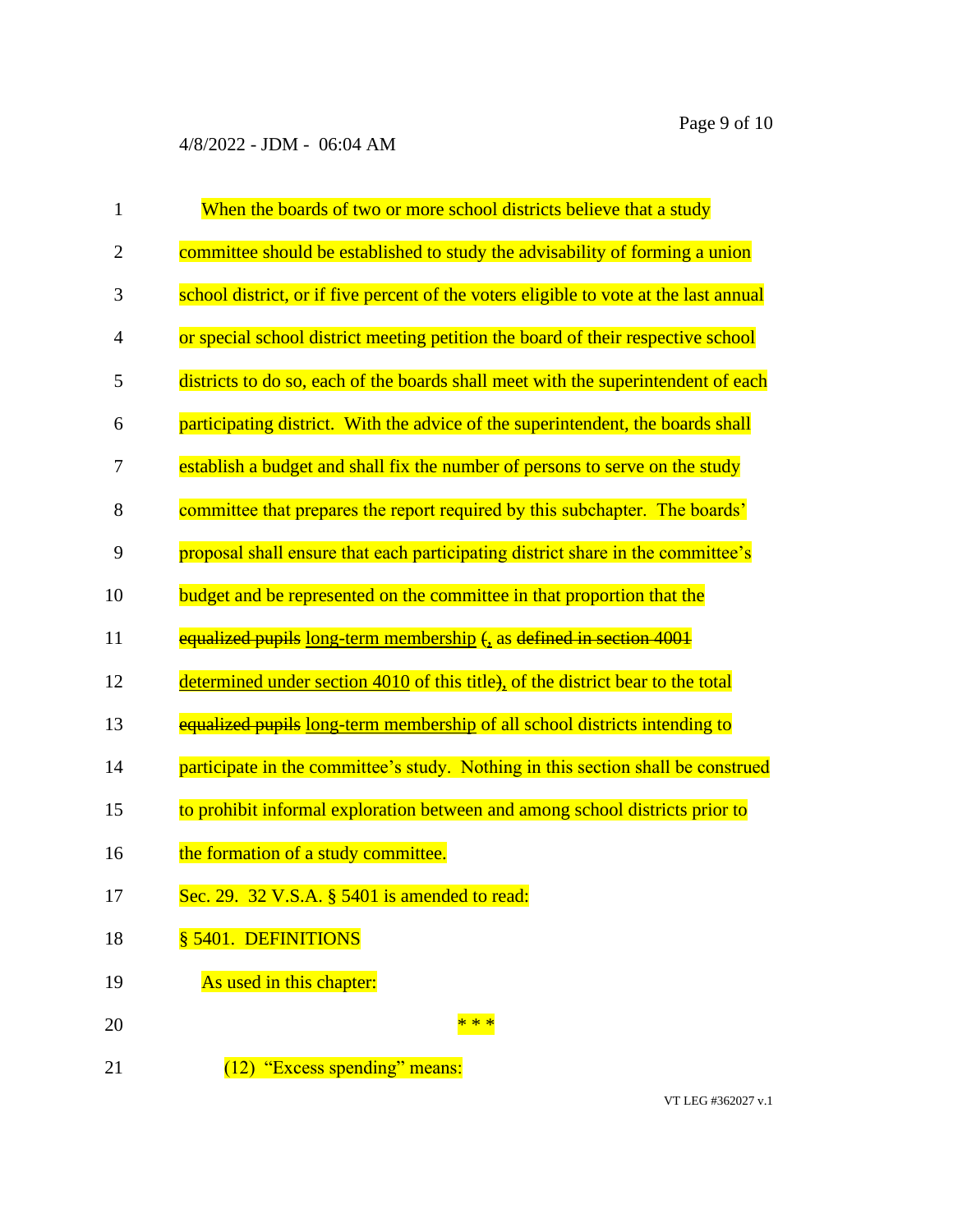When the boards of two or more school districts believe that a study committee should be established to study the advisability of forming a union school district, or if five percent of the voters eligible to vote at the last annual or special school district meeting petition the board of their respective school districts to do so, each of the boards shall meet with the superintendent of each participating district. With the advice of the superintendent, the boards shall establish a budget and shall fix the number of persons to serve on the study committee that prepares the report required by this subchapter. The boards' proposal shall ensure that each participating district share in the committee's budget and be represented on the committee in that proportion that the ~~equalized pupils~~ <u>long-term membership</u> ~~(~~<u>,</u> as ~~defined in section 4001~~ <u>determined under section 4010</u> of this title~~)~~<u>,</u> of the district bear to the total ~~equalized pupils~~ <u>long-term membership</u> of all school districts intending to participate in the committee's study. Nothing in this section shall be construed to prohibit informal exploration between and among school districts prior to the formation of a study committee.

Sec. 29. 32 V.S.A. § 5401 is amended to read:

§ 5401. DEFINITIONS

As used in this chapter:

\* \* \*

(12) "Excess spending" means: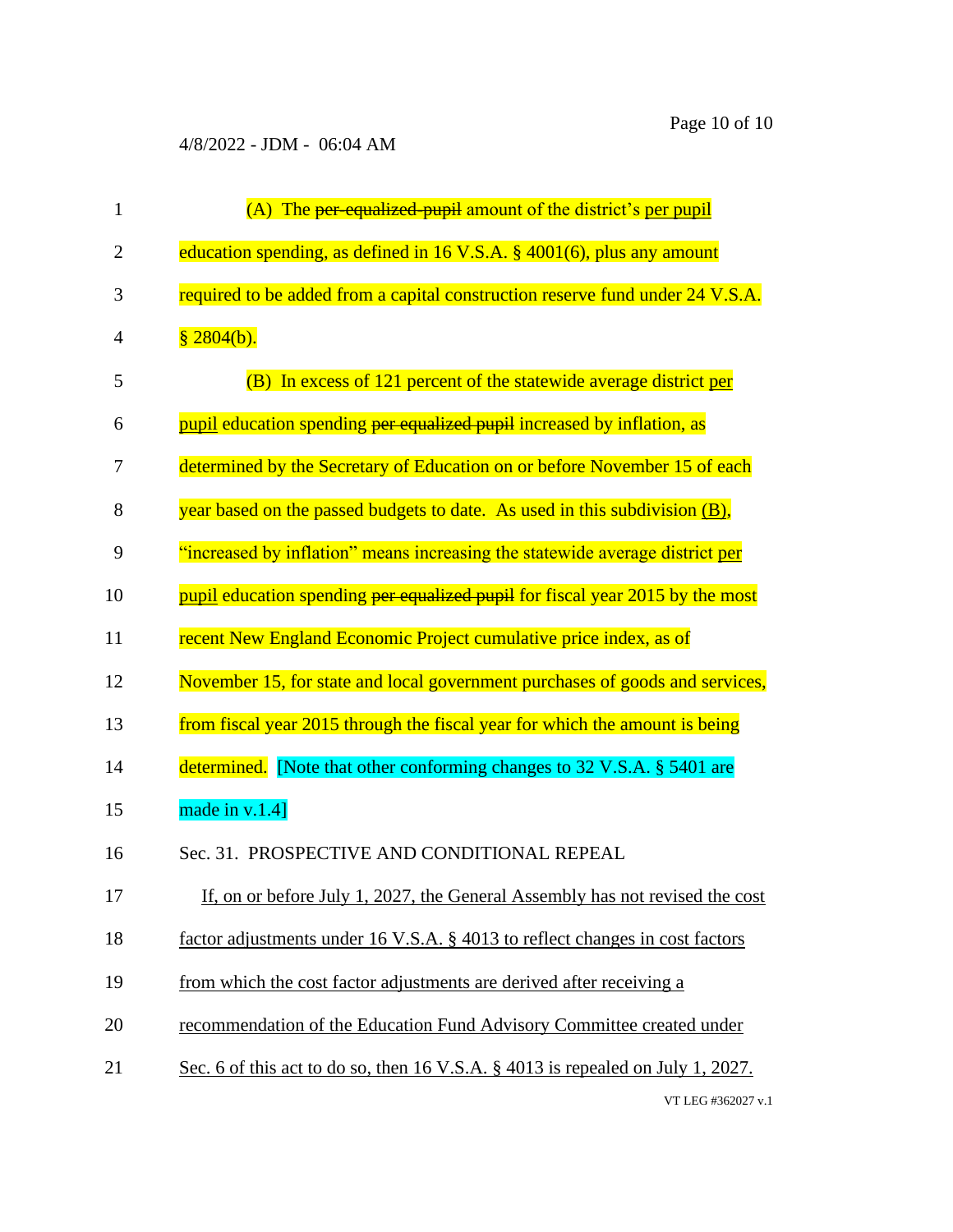(A) The ~~per equalized pupil~~ amount of the district's per pupil education spending, as defined in 16 V.S.A. § 4001(6), plus any amount required to be added from a capital construction reserve fund under 24 V.S.A. § 2804(b).

(B) In excess of 121 percent of the statewide average district per pupil education spending ~~per equalized pupil~~ increased by inflation, as determined by the Secretary of Education on or before November 15 of each year based on the passed budgets to date. As used in this subdivision (B), "increased by inflation" means increasing the statewide average district per pupil education spending ~~per equalized pupil~~ for fiscal year 2015 by the most recent New England Economic Project cumulative price index, as of November 15, for state and local government purchases of goods and services, from fiscal year 2015 through the fiscal year for which the amount is being determined. [Note that other conforming changes to 32 V.S.A. § 5401 are made in v.1.4]

Sec. 31. PROSPECTIVE AND CONDITIONAL REPEAL

If, on or before July 1, 2027, the General Assembly has not revised the cost factor adjustments under 16 V.S.A. § 4013 to reflect changes in cost factors from which the cost factor adjustments are derived after receiving a recommendation of the Education Fund Advisory Committee created under Sec. 6 of this act to do so, then 16 V.S.A. § 4013 is repealed on July 1, 2027.